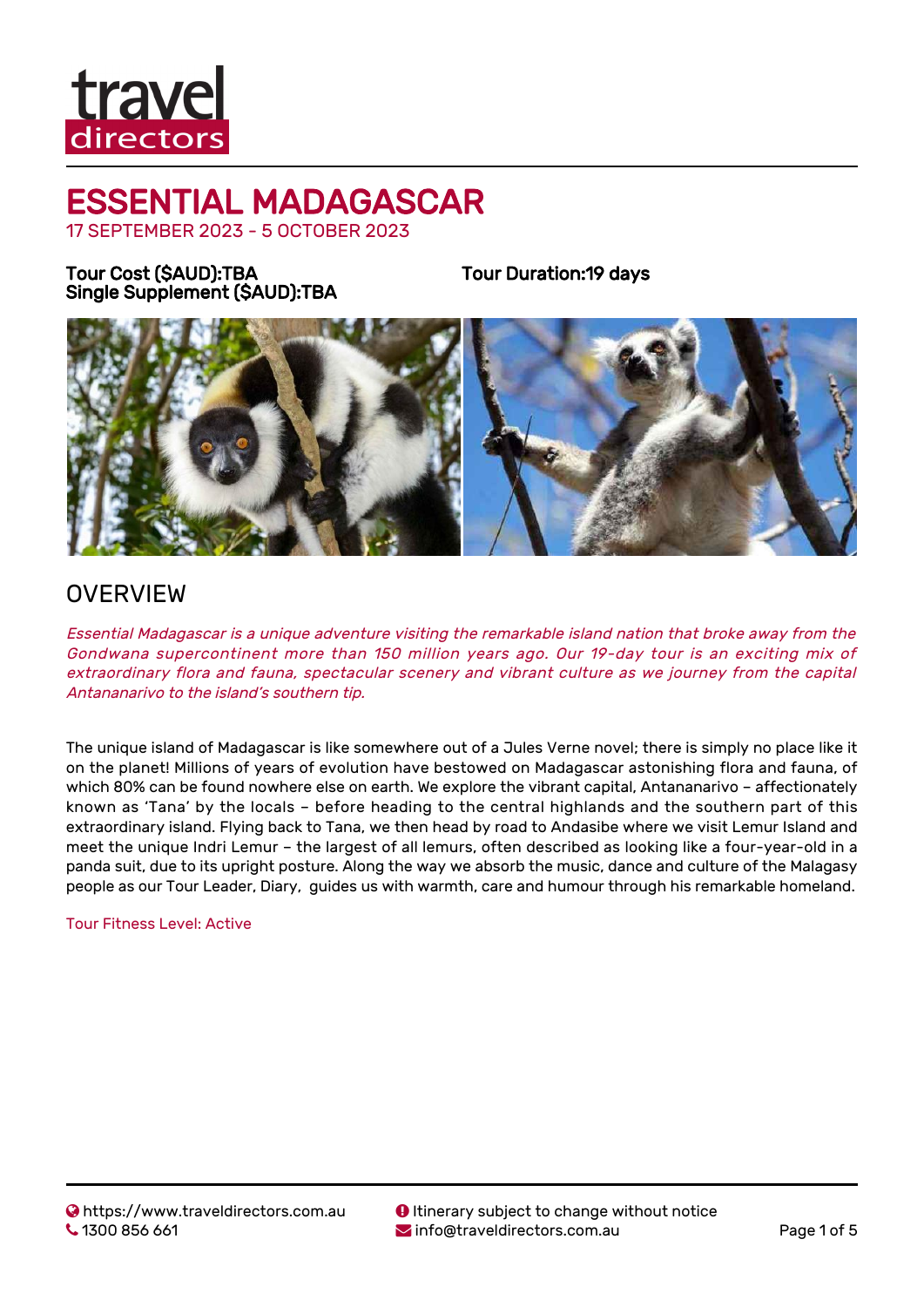# ESSENTIAL MADAGASCAR

17 SEPTEMBER 2023 - 5 OCTOBER 2023

**Tour Cost ($AUD):TBA**
**Single Supplement ($AUD):TBA**

**Tour Duration:19 days**

## OVERVIEW

*Essential Madagascar is a unique adventure visiting the remarkable island nation that broke away from the Gondwana supercontinent more than 150 million years ago. Our 19-day tour is an exciting mix of extraordinary flora and fauna, spectacular scenery and vibrant culture as we journey from the capital Antananarivo to the island's southern tip.*

The unique island of Madagascar is like somewhere out of a Jules Verne novel; there is simply no place like it on the planet! Millions of years of evolution have bestowed on Madagascar astonishing flora and fauna, of which 80% can be found nowhere else on earth. We explore the vibrant capital, Antananarivo – affectionately known as 'Tana' by the locals – before heading to the central highlands and the southern part of this extraordinary island. Flying back to Tana, we then head by road to Andasibe where we visit Lemur Island and meet the unique Indri Lemur – the largest of all lemurs, often described as looking like a four-year-old in a panda suit, due to its upright posture. Along the way we absorb the music, dance and culture of the Malagasy people as our Tour Leader, Diary, guides us with warmth, care and humour through his remarkable homeland.

Tour Fitness Level: Active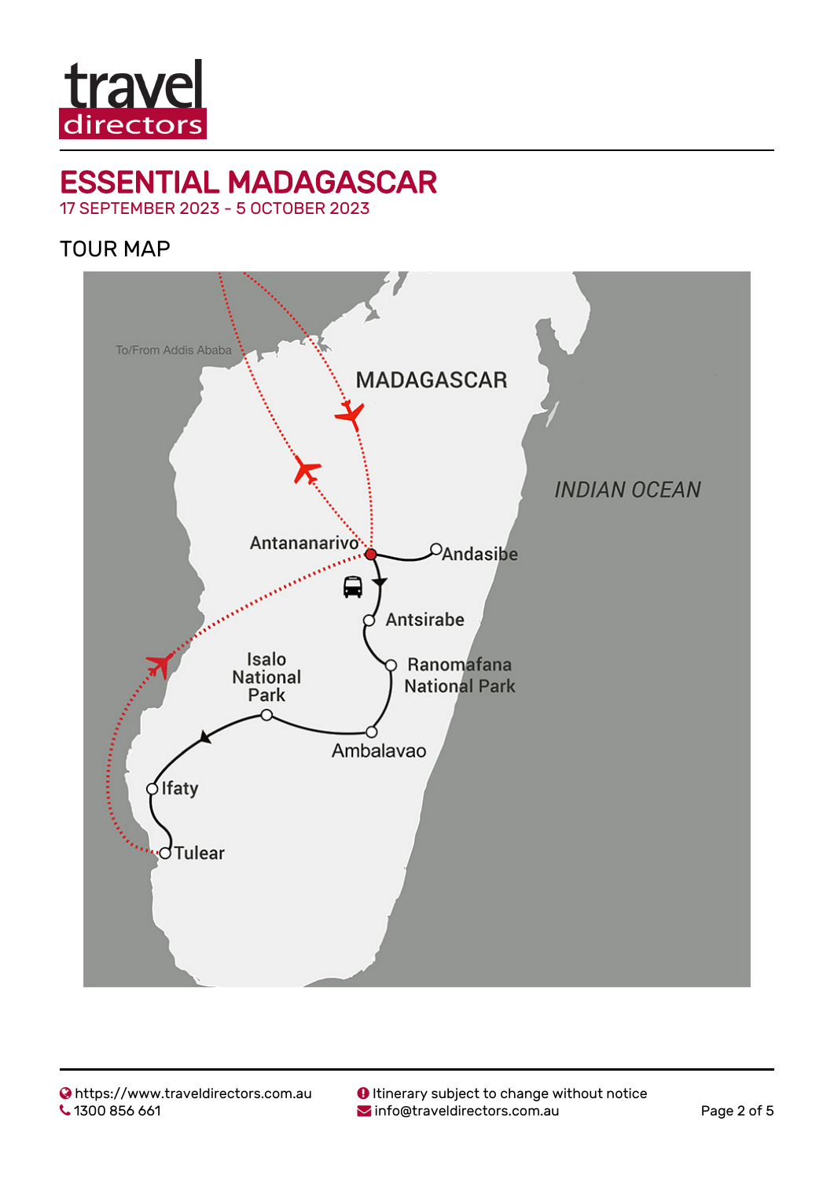# ESSENTIAL MADAGASCAR

17 SEPTEMBER 2023 - 5 OCTOBER 2023

## TOUR MAP

To/From Addis Ababa

MADAGASCAR

INDIAN OCEAN

Antananarivo

Andasibe

Antsirabe

Ranomafana National Park

Isalo National Park

Ambalavao

Ifaty

Tulear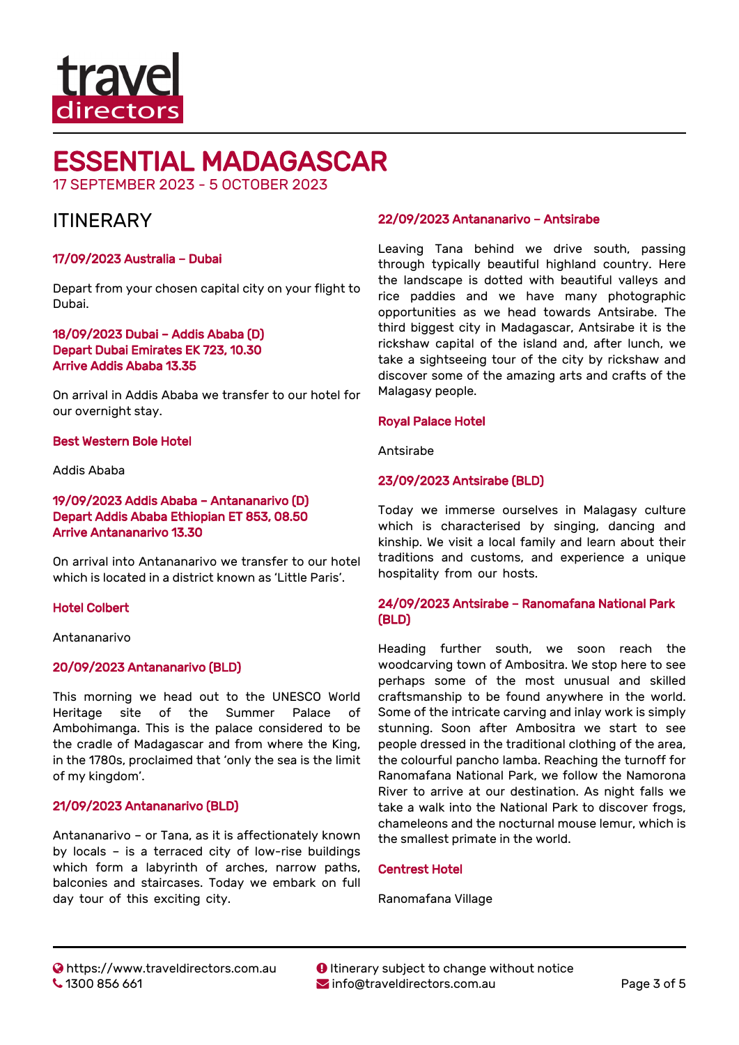travel directors

# ESSENTIAL MADAGASCAR

17 SEPTEMBER 2023 - 5 OCTOBER 2023

## ITINERARY

### 17/09/2023 Australia – Dubai

Depart from your chosen capital city on your flight to Dubai.

### 18/09/2023 Dubai – Addis Ababa (D)
### Depart Dubai Emirates EK 723, 10.30
### Arrive Addis Ababa 13.35

On arrival in Addis Ababa we transfer to our hotel for our overnight stay.

**Best Western Bole Hotel**

Addis Ababa

### 19/09/2023 Addis Ababa – Antananarivo (D)
### Depart Addis Ababa Ethiopian ET 853, 08.50
### Arrive Antananarivo 13.30

On arrival into Antananarivo we transfer to our hotel which is located in a district known as 'Little Paris'.

**Hotel Colbert**

Antananarivo

### 20/09/2023 Antananarivo (BLD)

This morning we head out to the UNESCO World Heritage site of the Summer Palace of Ambohimanga. This is the palace considered to be the cradle of Madagascar and from where the King, in the 1780s, proclaimed that 'only the sea is the limit of my kingdom'.

### 21/09/2023 Antananarivo (BLD)

Antananarivo – or Tana, as it is affectionately known by locals – is a terraced city of low-rise buildings which form a labyrinth of arches, narrow paths, balconies and staircases. Today we embark on full day tour of this exciting city.

### 22/09/2023 Antananarivo – Antsirabe

Leaving Tana behind we drive south, passing through typically beautiful highland country. Here the landscape is dotted with beautiful valleys and rice paddies and we have many photographic opportunities as we head towards Antsirabe. The third biggest city in Madagascar, Antsirabe it is the rickshaw capital of the island and, after lunch, we take a sightseeing tour of the city by rickshaw and discover some of the amazing arts and crafts of the Malagasy people.

**Royal Palace Hotel**

Antsirabe

### 23/09/2023 Antsirabe (BLD)

Today we immerse ourselves in Malagasy culture which is characterised by singing, dancing and kinship. We visit a local family and learn about their traditions and customs, and experience a unique hospitality from our hosts.

### 24/09/2023 Antsirabe – Ranomafana National Park (BLD)

Heading further south, we soon reach the woodcarving town of Ambositra. We stop here to see perhaps some of the most unusual and skilled craftsmanship to be found anywhere in the world. Some of the intricate carving and inlay work is simply stunning. Soon after Ambositra we start to see people dressed in the traditional clothing of the area, the colourful pancho lamba. Reaching the turnoff for Ranomafana National Park, we follow the Namorona River to arrive at our destination. As night falls we take a walk into the National Park to discover frogs, chameleons and the nocturnal mouse lemur, which is the smallest primate in the world.

**Centrest Hotel**

Ranomafana Village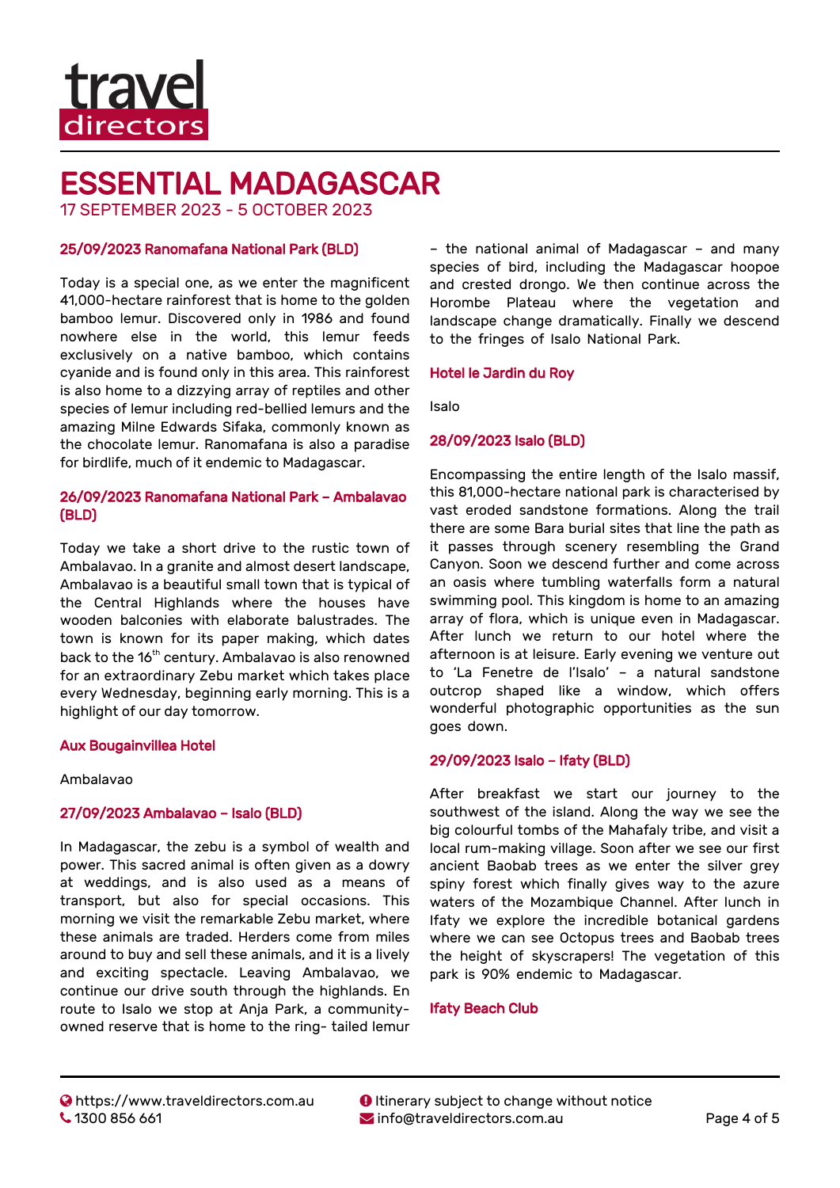# ESSENTIAL MADAGASCAR

17 SEPTEMBER 2023 - 5 OCTOBER 2023

### 25/09/2023 Ranomafana National Park (BLD)

Today is a special one, as we enter the magnificent 41,000-hectare rainforest that is home to the golden bamboo lemur. Discovered only in 1986 and found nowhere else in the world, this lemur feeds exclusively on a native bamboo, which contains cyanide and is found only in this area. This rainforest is also home to a dizzying array of reptiles and other species of lemur including red-bellied lemurs and the amazing Milne Edwards Sifaka, commonly known as the chocolate lemur. Ranomafana is also a paradise for birdlife, much of it endemic to Madagascar.

### 26/09/2023 Ranomafana National Park – Ambalavao (BLD)

Today we take a short drive to the rustic town of Ambalavao. In a granite and almost desert landscape, Ambalavao is a beautiful small town that is typical of the Central Highlands where the houses have wooden balconies with elaborate balustrades. The town is known for its paper making, which dates back to the 16th century. Ambalavao is also renowned for an extraordinary Zebu market which takes place every Wednesday, beginning early morning. This is a highlight of our day tomorrow.

### Aux Bougainvillea Hotel

Ambalavao

### 27/09/2023 Ambalavao – Isalo (BLD)

In Madagascar, the zebu is a symbol of wealth and power. This sacred animal is often given as a dowry at weddings, and is also used as a means of transport, but also for special occasions. This morning we visit the remarkable Zebu market, where these animals are traded. Herders come from miles around to buy and sell these animals, and it is a lively and exciting spectacle. Leaving Ambalavao, we continue our drive south through the highlands. En route to Isalo we stop at Anja Park, a community-owned reserve that is home to the ring- tailed lemur – the national animal of Madagascar – and many species of bird, including the Madagascar hoopoe and crested drongo. We then continue across the Horombe Plateau where the vegetation and landscape change dramatically. Finally we descend to the fringes of Isalo National Park.

### Hotel le Jardin du Roy

Isalo

### 28/09/2023 Isalo (BLD)

Encompassing the entire length of the Isalo massif, this 81,000-hectare national park is characterised by vast eroded sandstone formations. Along the trail there are some Bara burial sites that line the path as it passes through scenery resembling the Grand Canyon. Soon we descend further and come across an oasis where tumbling waterfalls form a natural swimming pool. This kingdom is home to an amazing array of flora, which is unique even in Madagascar. After lunch we return to our hotel where the afternoon is at leisure. Early evening we venture out to 'La Fenetre de l'Isalo' – a natural sandstone outcrop shaped like a window, which offers wonderful photographic opportunities as the sun goes down.

### 29/09/2023 Isalo – Ifaty (BLD)

After breakfast we start our journey to the southwest of the island. Along the way we see the big colourful tombs of the Mahafaly tribe, and visit a local rum-making village. Soon after we see our first ancient Baobab trees as we enter the silver grey spiny forest which finally gives way to the azure waters of the Mozambique Channel. After lunch in Ifaty we explore the incredible botanical gardens where we can see Octopus trees and Baobab trees the height of skyscrapers! The vegetation of this park is 90% endemic to Madagascar.

### Ifaty Beach Club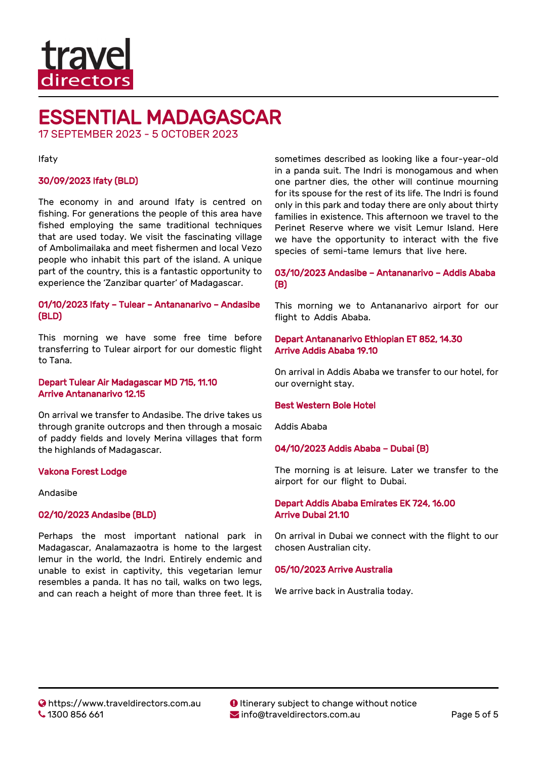# ESSENTIAL MADAGASCAR

17 SEPTEMBER 2023 - 5 OCTOBER 2023

Ifaty

### 30/09/2023 Ifaty (BLD)

The economy in and around Ifaty is centred on fishing. For generations the people of this area have fished employing the same traditional techniques that are used today. We visit the fascinating village of Ambolimailaka and meet fishermen and local Vezo people who inhabit this part of the island. A unique part of the country, this is a fantastic opportunity to experience the 'Zanzibar quarter' of Madagascar.

### 01/10/2023 Ifaty – Tulear – Antananarivo – Andasibe (BLD)

This morning we have some free time before transferring to Tulear airport for our domestic flight to Tana.

**Depart Tulear Air Madagascar MD 715, 11.10**
**Arrive Antananarivo 12.15**

On arrival we transfer to Andasibe. The drive takes us through granite outcrops and then through a mosaic of paddy fields and lovely Merina villages that form the highlands of Madagascar.

**Vakona Forest Lodge**

Andasibe

### 02/10/2023 Andasibe (BLD)

Perhaps the most important national park in Madagascar, Analamazaotra is home to the largest lemur in the world, the Indri. Entirely endemic and unable to exist in captivity, this vegetarian lemur resembles a panda. It has no tail, walks on two legs, and can reach a height of more than three feet. It is sometimes described as looking like a four-year-old in a panda suit. The Indri is monogamous and when one partner dies, the other will continue mourning for its spouse for the rest of its life. The Indri is found only in this park and today there are only about thirty families in existence. This afternoon we travel to the Perinet Reserve where we visit Lemur Island. Here we have the opportunity to interact with the five species of semi-tame lemurs that live here.

### 03/10/2023 Andasibe – Antananarivo – Addis Ababa (B)

This morning we to Antananarivo airport for our flight to Addis Ababa.

**Depart Antananarivo Ethiopian ET 852, 14.30**
**Arrive Addis Ababa 19.10**

On arrival in Addis Ababa we transfer to our hotel, for our overnight stay.

**Best Western Bole Hotel**

Addis Ababa

### 04/10/2023 Addis Ababa – Dubai (B)

The morning is at leisure. Later we transfer to the airport for our flight to Dubai.

**Depart Addis Ababa Emirates EK 724, 16.00**
**Arrive Dubai 21.10**

On arrival in Dubai we connect with the flight to our chosen Australian city.

### 05/10/2023 Arrive Australia

We arrive back in Australia today.